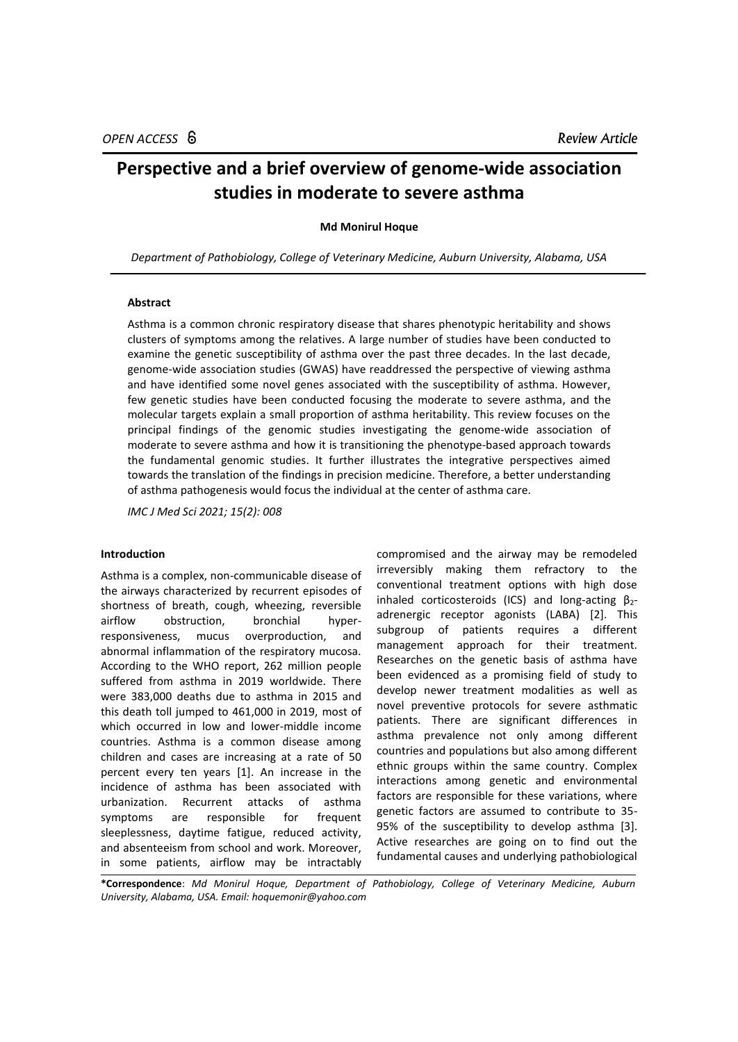*OPEN ACCESS* *Review Article*

# Perspective and a brief overview of genome-wide association studies in moderate to severe asthma

**Md Monirul Hoque**

*Department of Pathobiology, College of Veterinary Medicine, Auburn University, Alabama, USA*

**Abstract**

Asthma is a common chronic respiratory disease that shares phenotypic heritability and shows clusters of symptoms among the relatives. A large number of studies have been conducted to examine the genetic susceptibility of asthma over the past three decades. In the last decade, genome-wide association studies (GWAS) have readdressed the perspective of viewing asthma and have identified some novel genes associated with the susceptibility of asthma. However, few genetic studies have been conducted focusing the moderate to severe asthma, and the molecular targets explain a small proportion of asthma heritability. This review focuses on the principal findings of the genomic studies investigating the genome-wide association of moderate to severe asthma and how it is transitioning the phenotype-based approach towards the fundamental genomic studies. It further illustrates the integrative perspectives aimed towards the translation of the findings in precision medicine. Therefore, a better understanding of asthma pathogenesis would focus the individual at the center of asthma care.

*IMC J Med Sci 2021; 15(2): 008*

**Introduction**

Asthma is a complex, non-communicable disease of the airways characterized by recurrent episodes of shortness of breath, cough, wheezing, reversible airflow obstruction, bronchial hyper-responsiveness, mucus overproduction, and abnormal inflammation of the respiratory mucosa. According to the WHO report, 262 million people suffered from asthma in 2019 worldwide. There were 383,000 deaths due to asthma in 2015 and this death toll jumped to 461,000 in 2019, most of which occurred in low and lower-middle income countries. Asthma is a common disease among children and cases are increasing at a rate of 50 percent every ten years [1]. An increase in the incidence of asthma has been associated with urbanization. Recurrent attacks of asthma symptoms are responsible for frequent sleeplessness, daytime fatigue, reduced activity, and absenteeism from school and work. Moreover, in some patients, airflow may be intractably compromised and the airway may be remodeled irreversibly making them refractory to the conventional treatment options with high dose inhaled corticosteroids (ICS) and long-acting $\beta_2$-adrenergic receptor agonists (LABA) [2]. This subgroup of patients requires a different management approach for their treatment. Researches on the genetic basis of asthma have been evidenced as a promising field of study to develop newer treatment modalities as well as novel preventive protocols for severe asthmatic patients. There are significant differences in asthma prevalence not only among different countries and populations but also among different ethnic groups within the same country. Complex interactions among genetic and environmental factors are responsible for these variations, where genetic factors are assumed to contribute to 35-95% of the susceptibility to develop asthma [3]. Active researches are going on to find out the fundamental causes and underlying pathobiological

**\*Correspondence**: *Md Monirul Hoque, Department of Pathobiology, College of Veterinary Medicine, Auburn University, Alabama, USA. Email: hoquemonir@yahoo.com*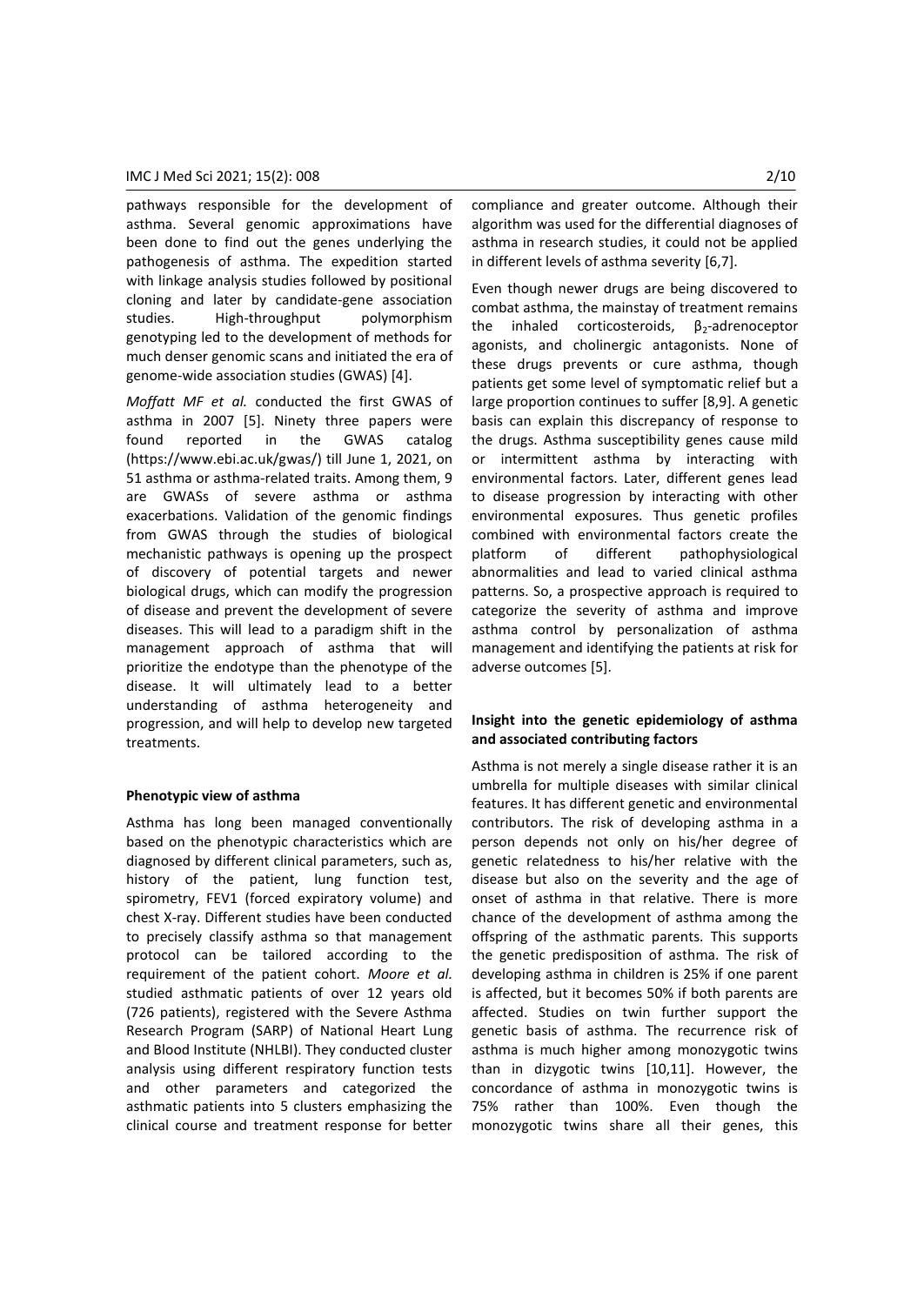pathways responsible for the development of asthma. Several genomic approximations have been done to find out the genes underlying the pathogenesis of asthma. The expedition started with linkage analysis studies followed by positional cloning and later by candidate-gene association studies. High-throughput polymorphism genotyping led to the development of methods for much denser genomic scans and initiated the era of genome-wide association studies (GWAS) [4].

*Moffatt MF et al.* conducted the first GWAS of asthma in 2007 [5]. Ninety three papers were found reported in the GWAS catalog (https://www.ebi.ac.uk/gwas/) till June 1, 2021, on 51 asthma or asthma-related traits. Among them, 9 are GWASs of severe asthma or asthma exacerbations. Validation of the genomic findings from GWAS through the studies of biological mechanistic pathways is opening up the prospect of discovery of potential targets and newer biological drugs, which can modify the progression of disease and prevent the development of severe diseases. This will lead to a paradigm shift in the management approach of asthma that will prioritize the endotype than the phenotype of the disease. It will ultimately lead to a better understanding of asthma heterogeneity and progression, and will help to develop new targeted treatments.

**Phenotypic view of asthma**

Asthma has long been managed conventionally based on the phenotypic characteristics which are diagnosed by different clinical parameters, such as, history of the patient, lung function test, spirometry, FEV1 (forced expiratory volume) and chest X-ray. Different studies have been conducted to precisely classify asthma so that management protocol can be tailored according to the requirement of the patient cohort. *Moore et al.* studied asthmatic patients of over 12 years old (726 patients), registered with the Severe Asthma Research Program (SARP) of National Heart Lung and Blood Institute (NHLBI). They conducted cluster analysis using different respiratory function tests and other parameters and categorized the asthmatic patients into 5 clusters emphasizing the clinical course and treatment response for better compliance and greater outcome. Although their algorithm was used for the differential diagnoses of asthma in research studies, it could not be applied in different levels of asthma severity [6,7].

Even though newer drugs are being discovered to combat asthma, the mainstay of treatment remains the inhaled corticosteroids, $\beta_2$-adrenoceptor agonists, and cholinergic antagonists. None of these drugs prevents or cure asthma, though patients get some level of symptomatic relief but a large proportion continues to suffer [8,9]. A genetic basis can explain this discrepancy of response to the drugs. Asthma susceptibility genes cause mild or intermittent asthma by interacting with environmental factors. Later, different genes lead to disease progression by interacting with other environmental exposures. Thus genetic profiles combined with environmental factors create the platform of different pathophysiological abnormalities and lead to varied clinical asthma patterns. So, a prospective approach is required to categorize the severity of asthma and improve asthma control by personalization of asthma management and identifying the patients at risk for adverse outcomes [5].

**Insight into the genetic epidemiology of asthma and associated contributing factors**

Asthma is not merely a single disease rather it is an umbrella for multiple diseases with similar clinical features. It has different genetic and environmental contributors. The risk of developing asthma in a person depends not only on his/her degree of genetic relatedness to his/her relative with the disease but also on the severity and the age of onset of asthma in that relative. There is more chance of the development of asthma among the offspring of the asthmatic parents. This supports the genetic predisposition of asthma. The risk of developing asthma in children is 25% if one parent is affected, but it becomes 50% if both parents are affected. Studies on twin further support the genetic basis of asthma. The recurrence risk of asthma is much higher among monozygotic twins than in dizygotic twins [10,11]. However, the concordance of asthma in monozygotic twins is 75% rather than 100%. Even though the monozygotic twins share all their genes, this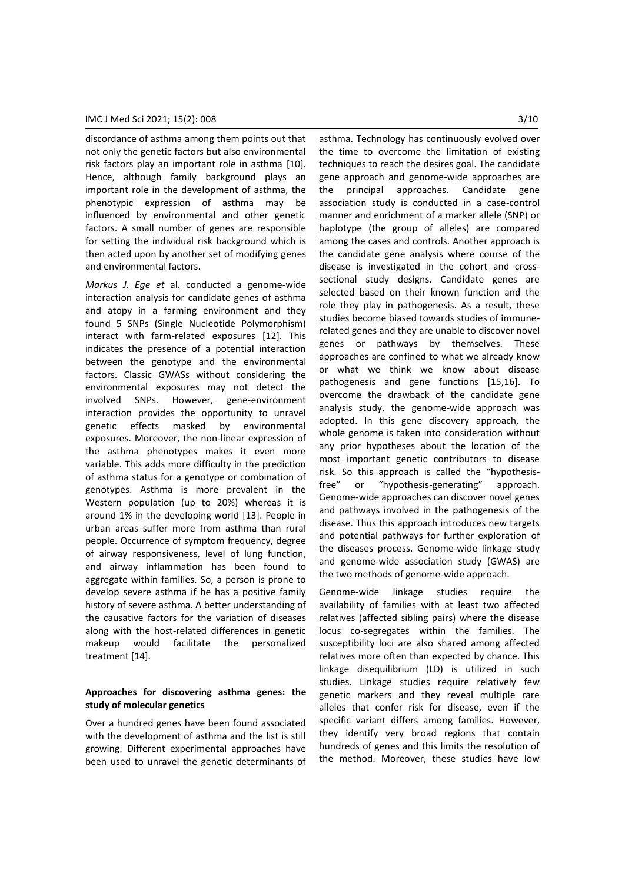discordance of asthma among them points out that not only the genetic factors but also environmental risk factors play an important role in asthma [10]. Hence, although family background plays an important role in the development of asthma, the phenotypic expression of asthma may be influenced by environmental and other genetic factors. A small number of genes are responsible for setting the individual risk background which is then acted upon by another set of modifying genes and environmental factors.

*Markus J. Ege et* al. conducted a genome-wide interaction analysis for candidate genes of asthma and atopy in a farming environment and they found 5 SNPs (Single Nucleotide Polymorphism) interact with farm-related exposures [12]. This indicates the presence of a potential interaction between the genotype and the environmental factors. Classic GWASs without considering the environmental exposures may not detect the involved SNPs. However, gene-environment interaction provides the opportunity to unravel genetic effects masked by environmental exposures. Moreover, the non-linear expression of the asthma phenotypes makes it even more variable. This adds more difficulty in the prediction of asthma status for a genotype or combination of genotypes. Asthma is more prevalent in the Western population (up to 20%) whereas it is around 1% in the developing world [13]. People in urban areas suffer more from asthma than rural people. Occurrence of symptom frequency, degree of airway responsiveness, level of lung function, and airway inflammation has been found to aggregate within families. So, a person is prone to develop severe asthma if he has a positive family history of severe asthma. A better understanding of the causative factors for the variation of diseases along with the host-related differences in genetic makeup would facilitate the personalized treatment [14].

## Approaches for discovering asthma genes: the study of molecular genetics

Over a hundred genes have been found associated with the development of asthma and the list is still growing. Different experimental approaches have been used to unravel the genetic determinants of asthma. Technology has continuously evolved over the time to overcome the limitation of existing techniques to reach the desires goal. The candidate gene approach and genome-wide approaches are the principal approaches. Candidate gene association study is conducted in a case-control manner and enrichment of a marker allele (SNP) or haplotype (the group of alleles) are compared among the cases and controls. Another approach is the candidate gene analysis where course of the disease is investigated in the cohort and cross-sectional study designs. Candidate genes are selected based on their known function and the role they play in pathogenesis. As a result, these studies become biased towards studies of immune-related genes and they are unable to discover novel genes or pathways by themselves. These approaches are confined to what we already know or what we think we know about disease pathogenesis and gene functions [15,16]. To overcome the drawback of the candidate gene analysis study, the genome-wide approach was adopted. In this gene discovery approach, the whole genome is taken into consideration without any prior hypotheses about the location of the most important genetic contributors to disease risk. So this approach is called the "hypothesis-free" or "hypothesis-generating" approach. Genome-wide approaches can discover novel genes and pathways involved in the pathogenesis of the disease. Thus this approach introduces new targets and potential pathways for further exploration of the diseases process. Genome-wide linkage study and genome-wide association study (GWAS) are the two methods of genome-wide approach.

Genome-wide linkage studies require the availability of families with at least two affected relatives (affected sibling pairs) where the disease locus co-segregates within the families. The susceptibility loci are also shared among affected relatives more often than expected by chance. This linkage disequilibrium (LD) is utilized in such studies. Linkage studies require relatively few genetic markers and they reveal multiple rare alleles that confer risk for disease, even if the specific variant differs among families. However, they identify very broad regions that contain hundreds of genes and this limits the resolution of the method. Moreover, these studies have low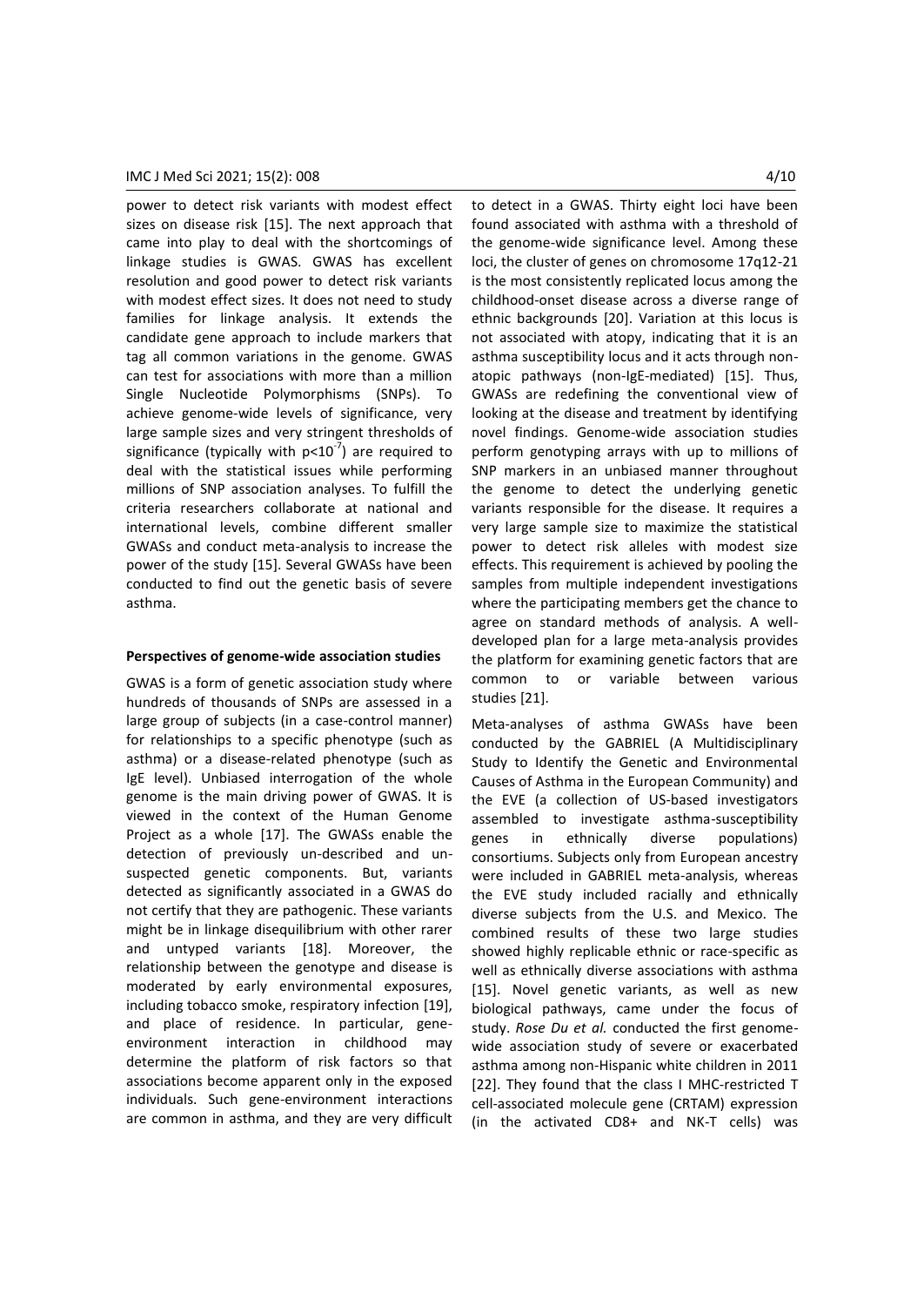power to detect risk variants with modest effect sizes on disease risk [15]. The next approach that came into play to deal with the shortcomings of linkage studies is GWAS. GWAS has excellent resolution and good power to detect risk variants with modest effect sizes. It does not need to study families for linkage analysis. It extends the candidate gene approach to include markers that tag all common variations in the genome. GWAS can test for associations with more than a million Single Nucleotide Polymorphisms (SNPs). To achieve genome-wide levels of significance, very large sample sizes and very stringent thresholds of significance (typically with $p<10^{-7}$) are required to deal with the statistical issues while performing millions of SNP association analyses. To fulfill the criteria researchers collaborate at national and international levels, combine different smaller GWASs and conduct meta-analysis to increase the power of the study [15]. Several GWASs have been conducted to find out the genetic basis of severe asthma.

**Perspectives of genome-wide association studies**

GWAS is a form of genetic association study where hundreds of thousands of SNPs are assessed in a large group of subjects (in a case-control manner) for relationships to a specific phenotype (such as asthma) or a disease-related phenotype (such as IgE level). Unbiased interrogation of the whole genome is the main driving power of GWAS. It is viewed in the context of the Human Genome Project as a whole [17]. The GWASs enable the detection of previously un-described and un-suspected genetic components. But, variants detected as significantly associated in a GWAS do not certify that they are pathogenic. These variants might be in linkage disequilibrium with other rarer and untyped variants [18]. Moreover, the relationship between the genotype and disease is moderated by early environmental exposures, including tobacco smoke, respiratory infection [19], and place of residence. In particular, gene-environment interaction in childhood may determine the platform of risk factors so that associations become apparent only in the exposed individuals. Such gene-environment interactions are common in asthma, and they are very difficult to detect in a GWAS. Thirty eight loci have been found associated with asthma with a threshold of the genome-wide significance level. Among these loci, the cluster of genes on chromosome 17q12-21 is the most consistently replicated locus among the childhood-onset disease across a diverse range of ethnic backgrounds [20]. Variation at this locus is not associated with atopy, indicating that it is an asthma susceptibility locus and it acts through non-atopic pathways (non-IgE-mediated) [15]. Thus, GWASs are redefining the conventional view of looking at the disease and treatment by identifying novel findings. Genome-wide association studies perform genotyping arrays with up to millions of SNP markers in an unbiased manner throughout the genome to detect the underlying genetic variants responsible for the disease. It requires a very large sample size to maximize the statistical power to detect risk alleles with modest size effects. This requirement is achieved by pooling the samples from multiple independent investigations where the participating members get the chance to agree on standard methods of analysis. A well-developed plan for a large meta-analysis provides the platform for examining genetic factors that are common to or variable between various studies [21].

Meta-analyses of asthma GWASs have been conducted by the GABRIEL (A Multidisciplinary Study to Identify the Genetic and Environmental Causes of Asthma in the European Community) and the EVE (a collection of US-based investigators assembled to investigate asthma-susceptibility genes in ethnically diverse populations) consortiums. Subjects only from European ancestry were included in GABRIEL meta-analysis, whereas the EVE study included racially and ethnically diverse subjects from the U.S. and Mexico. The combined results of these two large studies showed highly replicable ethnic or race-specific as well as ethnically diverse associations with asthma [15]. Novel genetic variants, as well as new biological pathways, came under the focus of study. *Rose Du et al.* conducted the first genome-wide association study of severe or exacerbated asthma among non-Hispanic white children in 2011 [22]. They found that the class I MHC-restricted T cell-associated molecule gene (CRTAM) expression (in the activated CD8+ and NK-T cells) was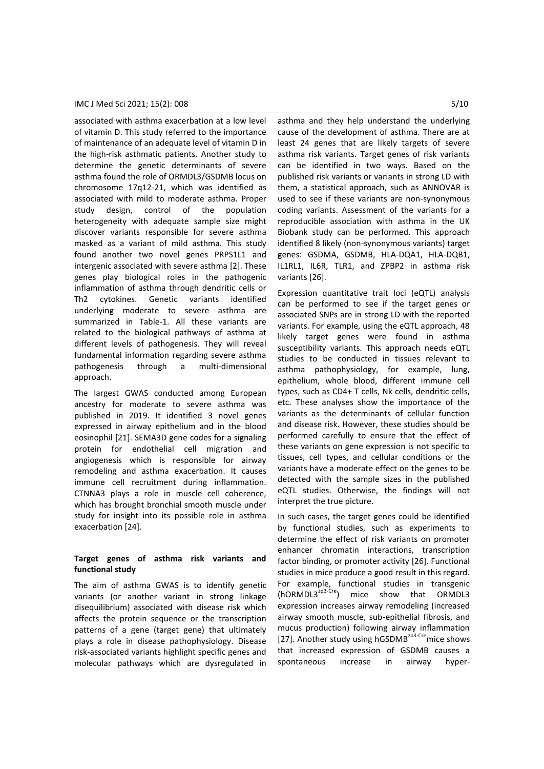associated with asthma exacerbation at a low level of vitamin D. This study referred to the importance of maintenance of an adequate level of vitamin D in the high-risk asthmatic patients. Another study to determine the genetic determinants of severe asthma found the role of ORMDL3/GSDMB locus on chromosome 17q12-21, which was identified as associated with mild to moderate asthma. Proper study design, control of the population heterogeneity with adequate sample size might discover variants responsible for severe asthma masked as a variant of mild asthma. This study found another two novel genes PRPS1L1 and intergenic associated with severe asthma [2]. These genes play biological roles in the pathogenic inflammation of asthma through dendritic cells or Th2 cytokines. Genetic variants identified underlying moderate to severe asthma are summarized in Table-1. All these variants are related to the biological pathways of asthma at different levels of pathogenesis. They will reveal fundamental information regarding severe asthma pathogenesis through a multi-dimensional approach.

The largest GWAS conducted among European ancestry for moderate to severe asthma was published in 2019. It identified 3 novel genes expressed in airway epithelium and in the blood eosinophil [21]. SEMA3D gene codes for a signaling protein for endothelial cell migration and angiogenesis which is responsible for airway remodeling and asthma exacerbation. It causes immune cell recruitment during inflammation. CTNNA3 plays a role in muscle cell coherence, which has brought bronchial smooth muscle under study for insight into its possible role in asthma exacerbation [24].

**Target genes of asthma risk variants and functional study**

The aim of asthma GWAS is to identify genetic variants (or another variant in strong linkage disequilibrium) associated with disease risk which affects the protein sequence or the transcription patterns of a gene (target gene) that ultimately plays a role in disease pathophysiology. Disease risk-associated variants highlight specific genes and molecular pathways which are dysregulated in asthma and they help understand the underlying cause of the development of asthma. There are at least 24 genes that are likely targets of severe asthma risk variants. Target genes of risk variants can be identified in two ways. Based on the published risk variants or variants in strong LD with them, a statistical approach, such as ANNOVAR is used to see if these variants are non-synonymous coding variants. Assessment of the variants for a reproducible association with asthma in the UK Biobank study can be performed. This approach identified 8 likely (non-synonymous variants) target genes: GSDMA, GSDMB, HLA-DQA1, HLA-DQB1, IL1RL1, IL6R, TLR1, and ZPBP2 in asthma risk variants [26].

Expression quantitative trait loci (eQTL) analysis can be performed to see if the target genes or associated SNPs are in strong LD with the reported variants. For example, using the eQTL approach, 48 likely target genes were found in asthma susceptibility variants. This approach needs eQTL studies to be conducted in tissues relevant to asthma pathophysiology, for example, lung, epithelium, whole blood, different immune cell types, such as CD4+ T cells, Nk cells, dendritic cells, etc. These analyses show the importance of the variants as the determinants of cellular function and disease risk. However, these studies should be performed carefully to ensure that the effect of these variants on gene expression is not specific to tissues, cell types, and cellular conditions or the variants have a moderate effect on the genes to be detected with the sample sizes in the published eQTL studies. Otherwise, the findings will not interpret the true picture.

In such cases, the target genes could be identified by functional studies, such as experiments to determine the effect of risk variants on promoter enhancer chromatin interactions, transcription factor binding, or promoter activity [26]. Functional studies in mice produce a good result in this regard. For example, functional studies in transgenic (hORMDL3$^{zp3\text{-}Cre}$) mice show that ORMDL3 expression increases airway remodeling (increased airway smooth muscle, sub-epithelial fibrosis, and mucus production) following airway inflammation [27]. Another study using hGSDMB$^{zp3\text{-}Cre}$mice shows that increased expression of GSDMB causes a spontaneous increase in airway hyper-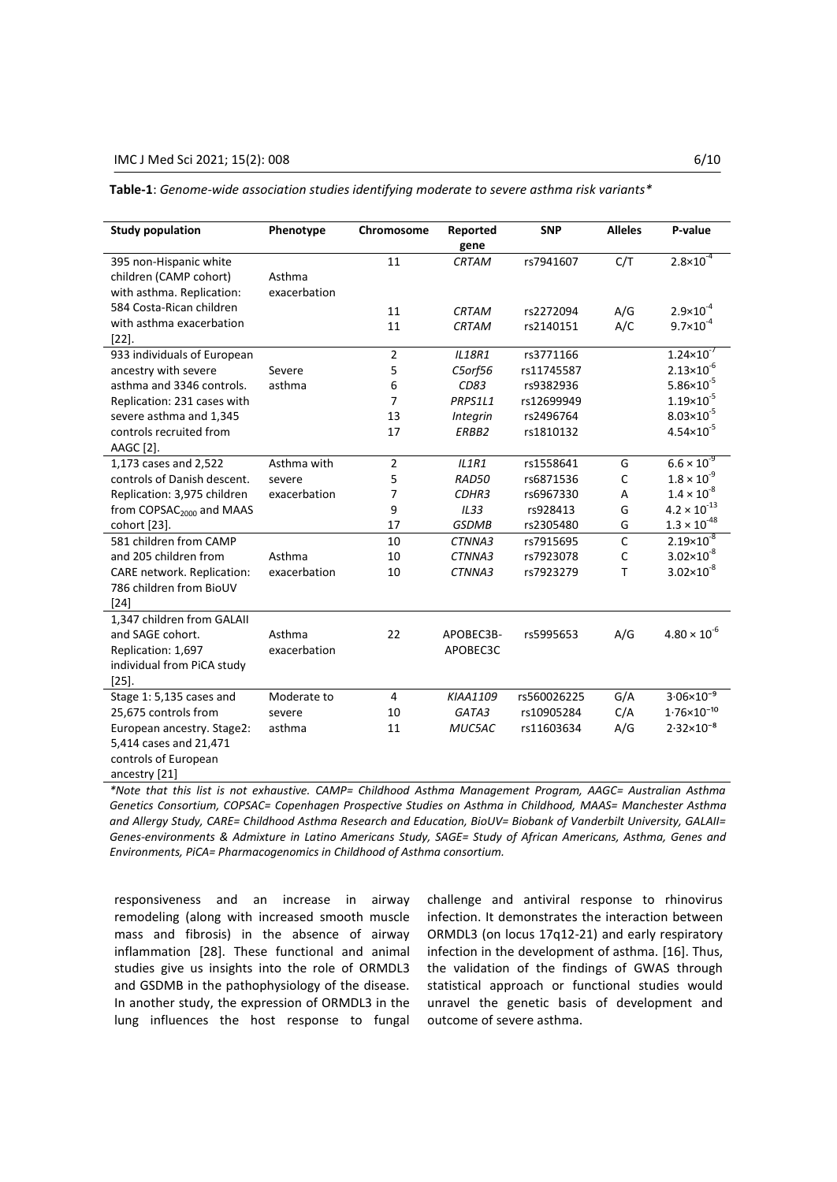**Table-1**: *Genome-wide association studies identifying moderate to severe asthma risk variants**

| Study population | Phenotype | Chromosome | Reported gene | SNP | Alleles | P-value |
|---|---|---|---|---|---|---|
| 395 non-Hispanic white children (CAMP cohort) with asthma. Replication: 584 Costa-Rican children with asthma exacerbation [22]. | Asthma exacerbation | 11 | *CRTAM* | rs7941607 | C/T | $2.8 \times 10^{-4}$ |
| | | 11 | *CRTAM* | rs2272094 | A/G | $2.9 \times 10^{-4}$ |
| | | 11 | *CRTAM* | rs2140151 | A/C | $9.7 \times 10^{-4}$ |
| 933 individuals of European ancestry with severe asthma and 3346 controls. Replication: 231 cases with severe asthma and 1,345 controls recruited from AAGC [2]. | Severe asthma | 2 | *IL18R1* | rs3771166 | | $1.24 \times 10^{-7}$ |
| | | 5 | *C5orf56* | rs11745587 | | $2.13 \times 10^{-6}$ |
| | | 6 | *CD83* | rs9382936 | | $5.86 \times 10^{-5}$ |
| | | 7 | *PRPS1L1* | rs12699949 | | $1.19 \times 10^{-5}$ |
| | | 13 | *Integrin* | rs2496764 | | $8.03 \times 10^{-5}$ |
| | | 17 | *ERBB2* | rs1810132 | | $4.54 \times 10^{-5}$ |
| 1,173 cases and 2,522 controls of Danish descent. Replication: 3,975 children from COPSAC$_{2000}$ and MAAS cohort [23]. | Asthma with severe exacerbation | 2 | *IL1R1* | rs1558641 | G | $6.6 \times 10^{-9}$ |
| | | 5 | *RAD50* | rs6871536 | C | $1.8 \times 10^{-9}$ |
| | | 7 | *CDHR3* | rs6967330 | A | $1.4 \times 10^{-8}$ |
| | | 9 | *IL33* | rs928413 | G | $4.2 \times 10^{-13}$ |
| | | 17 | *GSDMB* | rs2305480 | G | $1.3 \times 10^{-48}$ |
| 581 children from CAMP and 205 children from CARE network. Replication: 786 children from BioUV [24] | Asthma exacerbation | 10 | *CTNNA3* | rs7915695 | C | $2.19 \times 10^{-8}$ |
| | | 10 | *CTNNA3* | rs7923078 | C | $3.02 \times 10^{-8}$ |
| | | 10 | *CTNNA3* | rs7923279 | T | $3.02 \times 10^{-8}$ |
| 1,347 children from GALAII and SAGE cohort. Replication: 1,697 individual from PiCA study [25]. | Asthma exacerbation | 22 | APOBEC3B-APOBEC3C | rs5995653 | A/G | $4.80 \times 10^{-6}$ |
| Stage 1: 5,135 cases and 25,675 controls from European ancestry. Stage2: 5,414 cases and 21,471 controls of European ancestry [21] | Moderate to severe asthma | 4 | *KIAA1109* | rs560026225 | G/A | $3{\cdot}06 \times 10^{-9}$ |
| | | 10 | *GATA3* | rs10905284 | C/A | $1{\cdot}76 \times 10^{-10}$ |
| | | 11 | *MUC5AC* | rs11603634 | A/G | $2{\cdot}32 \times 10^{-8}$ |

**Note that this list is not exhaustive. CAMP= Childhood Asthma Management Program, AAGC= Australian Asthma Genetics Consortium, COPSAC= Copenhagen Prospective Studies on Asthma in Childhood, MAAS= Manchester Asthma and Allergy Study, CARE= Childhood Asthma Research and Education, BioUV= Biobank of Vanderbilt University, GALAII= Genes-environments & Admixture in Latino Americans Study, SAGE= Study of African Americans, Asthma, Genes and Environments, PiCA= Pharmacogenomics in Childhood of Asthma consortium.*

responsiveness and an increase in airway remodeling (along with increased smooth muscle mass and fibrosis) in the absence of airway inflammation [28]. These functional and animal studies give us insights into the role of ORMDL3 and GSDMB in the pathophysiology of the disease. In another study, the expression of ORMDL3 in the lung influences the host response to fungal challenge and antiviral response to rhinovirus infection. It demonstrates the interaction between ORMDL3 (on locus 17q12-21) and early respiratory infection in the development of asthma. [16]. Thus, the validation of the findings of GWAS through statistical approach or functional studies would unravel the genetic basis of development and outcome of severe asthma.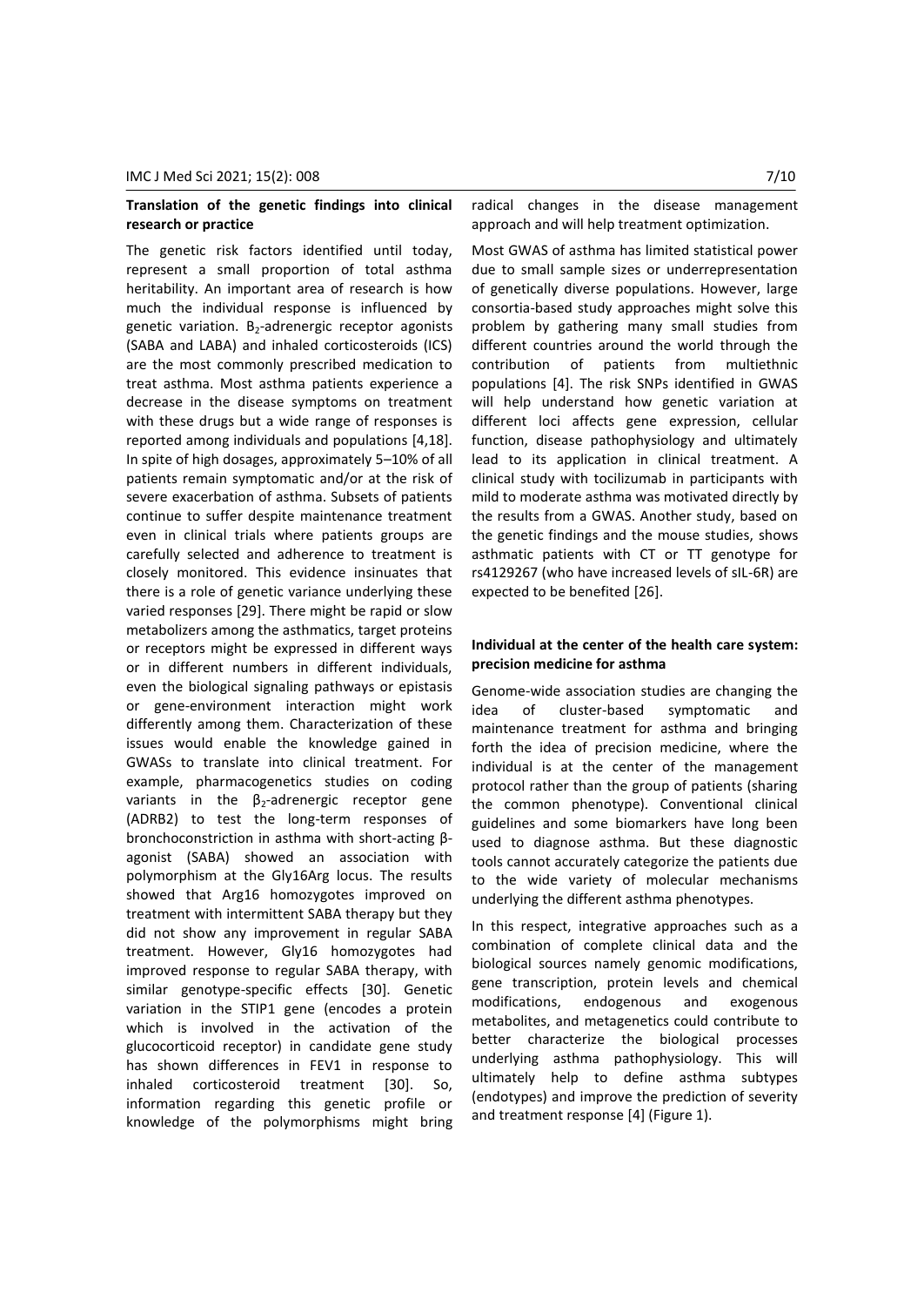## Translation of the genetic findings into clinical research or practice

The genetic risk factors identified until today, represent a small proportion of total asthma heritability. An important area of research is how much the individual response is influenced by genetic variation. $B_2$-adrenergic receptor agonists (SABA and LABA) and inhaled corticosteroids (ICS) are the most commonly prescribed medication to treat asthma. Most asthma patients experience a decrease in the disease symptoms on treatment with these drugs but a wide range of responses is reported among individuals and populations [4,18]. In spite of high dosages, approximately 5–10% of all patients remain symptomatic and/or at the risk of severe exacerbation of asthma. Subsets of patients continue to suffer despite maintenance treatment even in clinical trials where patients groups are carefully selected and adherence to treatment is closely monitored. This evidence insinuates that there is a role of genetic variance underlying these varied responses [29]. There might be rapid or slow metabolizers among the asthmatics, target proteins or receptors might be expressed in different ways or in different numbers in different individuals, even the biological signaling pathways or epistasis or gene-environment interaction might work differently among them. Characterization of these issues would enable the knowledge gained in GWASs to translate into clinical treatment. For example, pharmacogenetics studies on coding variants in the $\beta_2$-adrenergic receptor gene (ADRB2) to test the long-term responses of bronchoconstriction in asthma with short-acting β-agonist (SABA) showed an association with polymorphism at the Gly16Arg locus. The results showed that Arg16 homozygotes improved on treatment with intermittent SABA therapy but they did not show any improvement in regular SABA treatment. However, Gly16 homozygotes had improved response to regular SABA therapy, with similar genotype-specific effects [30]. Genetic variation in the STIP1 gene (encodes a protein which is involved in the activation of the glucocorticoid receptor) in candidate gene study has shown differences in FEV1 in response to inhaled corticosteroid treatment [30]. So, information regarding this genetic profile or knowledge of the polymorphisms might bring radical changes in the disease management approach and will help treatment optimization.

Most GWAS of asthma has limited statistical power due to small sample sizes or underrepresentation of genetically diverse populations. However, large consortia-based study approaches might solve this problem by gathering many small studies from different countries around the world through the contribution of patients from multiethnic populations [4]. The risk SNPs identified in GWAS will help understand how genetic variation at different loci affects gene expression, cellular function, disease pathophysiology and ultimately lead to its application in clinical treatment. A clinical study with tocilizumab in participants with mild to moderate asthma was motivated directly by the results from a GWAS. Another study, based on the genetic findings and the mouse studies, shows asthmatic patients with CT or TT genotype for rs4129267 (who have increased levels of sIL-6R) are expected to be benefited [26].

## Individual at the center of the health care system: precision medicine for asthma

Genome-wide association studies are changing the idea of cluster-based symptomatic and maintenance treatment for asthma and bringing forth the idea of precision medicine, where the individual is at the center of the management protocol rather than the group of patients (sharing the common phenotype). Conventional clinical guidelines and some biomarkers have long been used to diagnose asthma. But these diagnostic tools cannot accurately categorize the patients due to the wide variety of molecular mechanisms underlying the different asthma phenotypes.

In this respect, integrative approaches such as a combination of complete clinical data and the biological sources namely genomic modifications, gene transcription, protein levels and chemical modifications, endogenous and exogenous metabolites, and metagenetics could contribute to better characterize the biological processes underlying asthma pathophysiology. This will ultimately help to define asthma subtypes (endotypes) and improve the prediction of severity and treatment response [4] (Figure 1).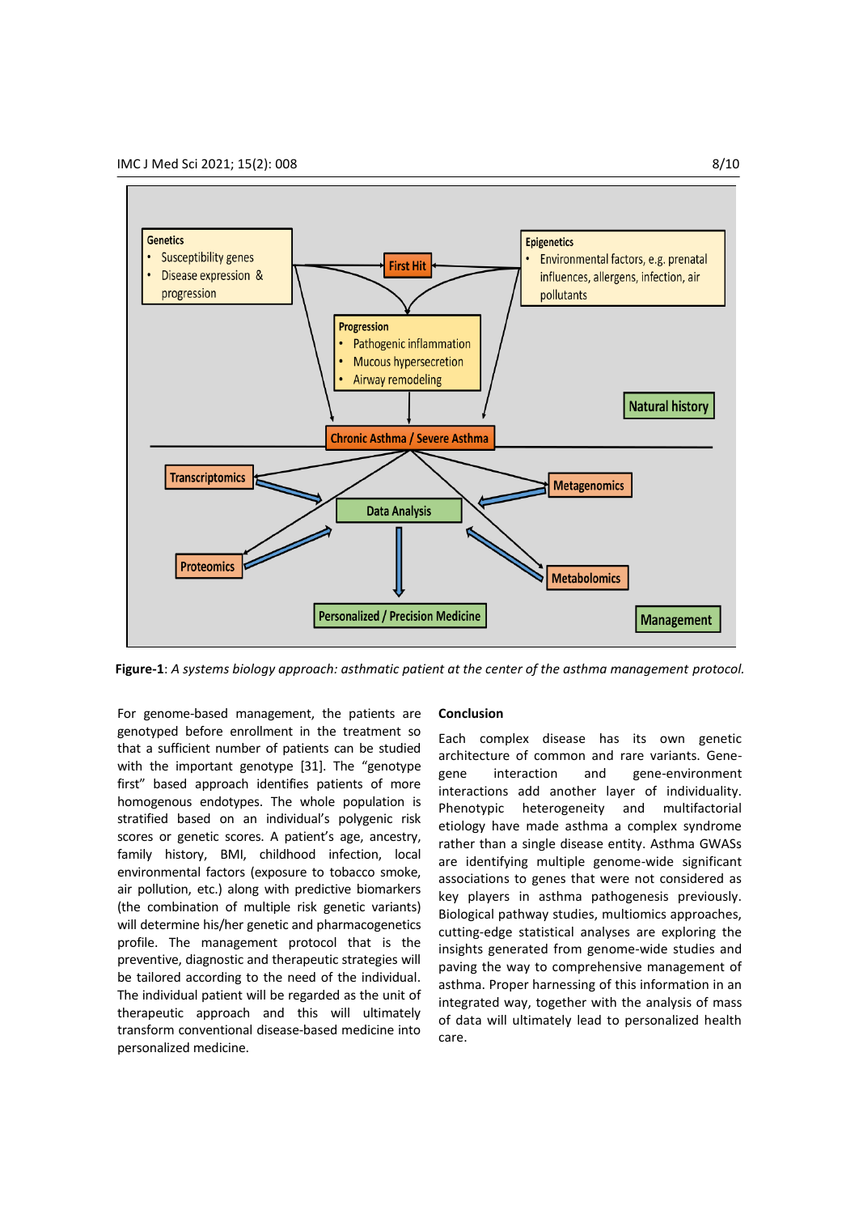**Figure-1**: *A systems biology approach: asthmatic patient at the center of the asthma management protocol.*

For genome-based management, the patients are genotyped before enrollment in the treatment so that a sufficient number of patients can be studied with the important genotype [31]. The "genotype first" based approach identifies patients of more homogenous endotypes. The whole population is stratified based on an individual's polygenic risk scores or genetic scores. A patient's age, ancestry, family history, BMI, childhood infection, local environmental factors (exposure to tobacco smoke, air pollution, etc.) along with predictive biomarkers (the combination of multiple risk genetic variants) will determine his/her genetic and pharmacogenetics profile. The management protocol that is the preventive, diagnostic and therapeutic strategies will be tailored according to the need of the individual. The individual patient will be regarded as the unit of therapeutic approach and this will ultimately transform conventional disease-based medicine into personalized medicine.

## Conclusion

Each complex disease has its own genetic architecture of common and rare variants. Gene-gene interaction and gene-environment interactions add another layer of individuality. Phenotypic heterogeneity and multifactorial etiology have made asthma a complex syndrome rather than a single disease entity. Asthma GWASs are identifying multiple genome-wide significant associations to genes that were not considered as key players in asthma pathogenesis previously. Biological pathway studies, multiomics approaches, cutting-edge statistical analyses are exploring the insights generated from genome-wide studies and paving the way to comprehensive management of asthma. Proper harnessing of this information in an integrated way, together with the analysis of mass of data will ultimately lead to personalized health care.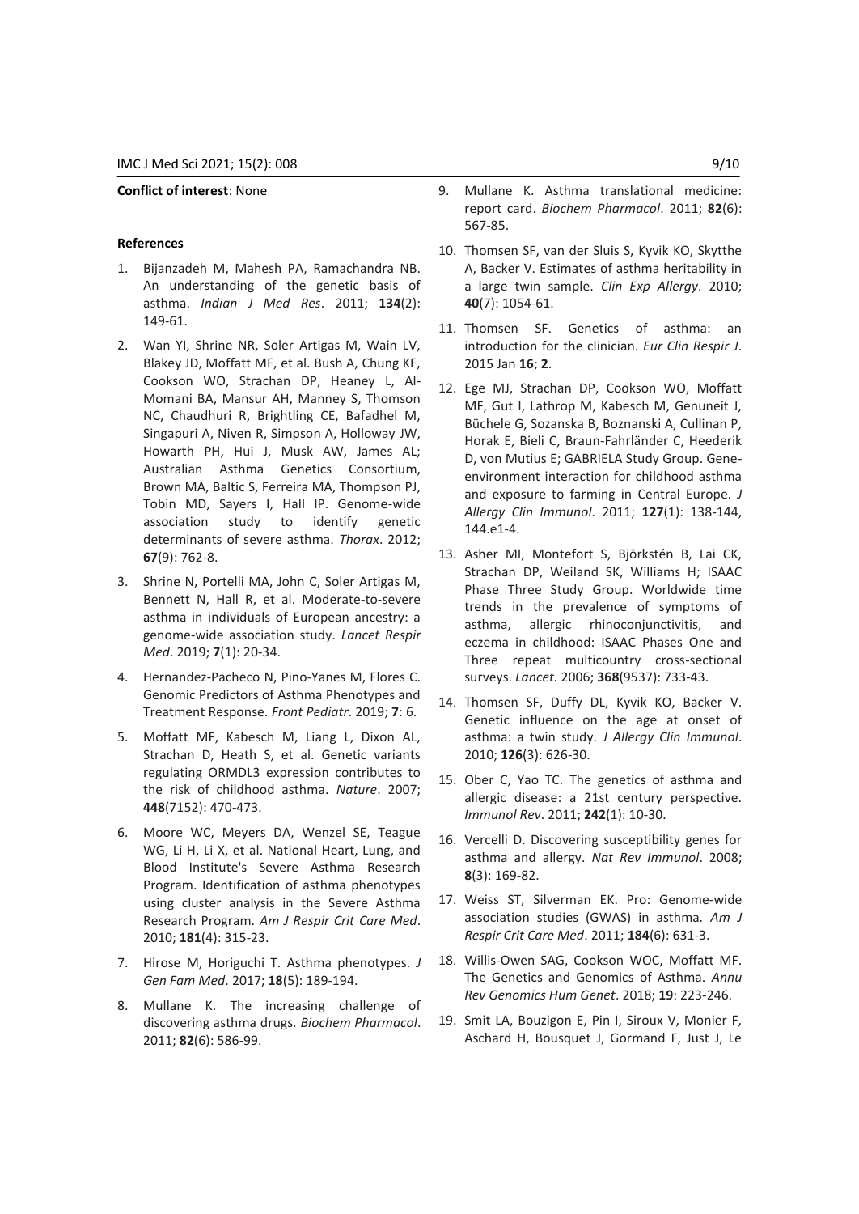**Conflict of interest**: None

**References**

1. Bijanzadeh M, Mahesh PA, Ramachandra NB. An understanding of the genetic basis of asthma. *Indian J Med Res*. 2011; **134**(2): 149-61.
2. Wan YI, Shrine NR, Soler Artigas M, Wain LV, Blakey JD, Moffatt MF, et al. Bush A, Chung KF, Cookson WO, Strachan DP, Heaney L, Al-Momani BA, Mansur AH, Manney S, Thomson NC, Chaudhuri R, Brightling CE, Bafadhel M, Singapuri A, Niven R, Simpson A, Holloway JW, Howarth PH, Hui J, Musk AW, James AL; Australian Asthma Genetics Consortium, Brown MA, Baltic S, Ferreira MA, Thompson PJ, Tobin MD, Sayers I, Hall IP. Genome-wide association study to identify genetic determinants of severe asthma. *Thorax*. 2012; **67**(9): 762-8.
3. Shrine N, Portelli MA, John C, Soler Artigas M, Bennett N, Hall R, et al. Moderate-to-severe asthma in individuals of European ancestry: a genome-wide association study. *Lancet Respir Med*. 2019; **7**(1): 20-34.
4. Hernandez-Pacheco N, Pino-Yanes M, Flores C. Genomic Predictors of Asthma Phenotypes and Treatment Response. *Front Pediatr*. 2019; **7**: 6.
5. Moffatt MF, Kabesch M, Liang L, Dixon AL, Strachan D, Heath S, et al. Genetic variants regulating ORMDL3 expression contributes to the risk of childhood asthma. *Nature*. 2007; **448**(7152): 470-473.
6. Moore WC, Meyers DA, Wenzel SE, Teague WG, Li H, Li X, et al. National Heart, Lung, and Blood Institute's Severe Asthma Research Program. Identification of asthma phenotypes using cluster analysis in the Severe Asthma Research Program. *Am J Respir Crit Care Med*. 2010; **181**(4): 315-23.
7. Hirose M, Horiguchi T. Asthma phenotypes. *J Gen Fam Med*. 2017; **18**(5): 189-194.
8. Mullane K. The increasing challenge of discovering asthma drugs. *Biochem Pharmacol*. 2011; **82**(6): 586-99.
9. Mullane K. Asthma translational medicine: report card. *Biochem Pharmacol*. 2011; **82**(6): 567-85.
10. Thomsen SF, van der Sluis S, Kyvik KO, Skytthe A, Backer V. Estimates of asthma heritability in a large twin sample. *Clin Exp Allergy*. 2010; **40**(7): 1054-61.
11. Thomsen SF. Genetics of asthma: an introduction for the clinician. *Eur Clin Respir J*. 2015 Jan **16**; **2**.
12. Ege MJ, Strachan DP, Cookson WO, Moffatt MF, Gut I, Lathrop M, Kabesch M, Genuneit J, Büchele G, Sozanska B, Boznanski A, Cullinan P, Horak E, Bieli C, Braun-Fahrländer C, Heederik D, von Mutius E; GABRIELA Study Group. Gene-environment interaction for childhood asthma and exposure to farming in Central Europe. *J Allergy Clin Immunol*. 2011; **127**(1): 138-144, 144.e1-4.
13. Asher MI, Montefort S, Björkstén B, Lai CK, Strachan DP, Weiland SK, Williams H; ISAAC Phase Three Study Group. Worldwide time trends in the prevalence of symptoms of asthma, allergic rhinoconjunctivitis, and eczema in childhood: ISAAC Phases One and Three repeat multicountry cross-sectional surveys. *Lancet.* 2006; **368**(9537): 733-43.
14. Thomsen SF, Duffy DL, Kyvik KO, Backer V. Genetic influence on the age at onset of asthma: a twin study. *J Allergy Clin Immunol*. 2010; **126**(3): 626-30.
15. Ober C, Yao TC. The genetics of asthma and allergic disease: a 21st century perspective. *Immunol Rev*. 2011; **242**(1): 10-30.
16. Vercelli D. Discovering susceptibility genes for asthma and allergy. *Nat Rev Immunol*. 2008; **8**(3): 169-82.
17. Weiss ST, Silverman EK. Pro: Genome-wide association studies (GWAS) in asthma. *Am J Respir Crit Care Med*. 2011; **184**(6): 631-3.
18. Willis-Owen SAG, Cookson WOC, Moffatt MF. The Genetics and Genomics of Asthma. *Annu Rev Genomics Hum Genet*. 2018; **19**: 223-246.
19. Smit LA, Bouzigon E, Pin I, Siroux V, Monier F, Aschard H, Bousquet J, Gormand F, Just J, Le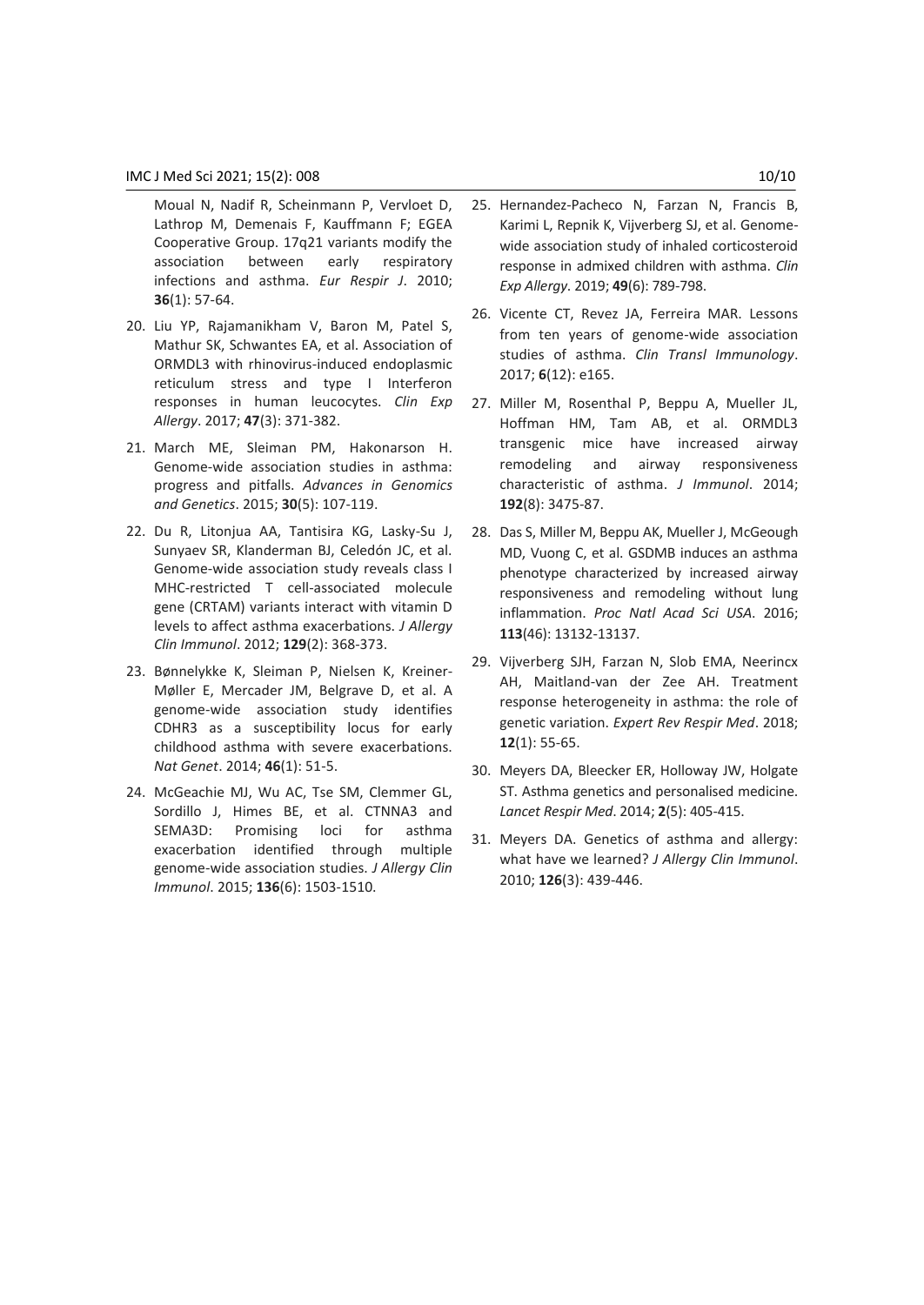Moual N, Nadif R, Scheinmann P, Vervloet D, Lathrop M, Demenais F, Kauffmann F; EGEA Cooperative Group. 17q21 variants modify the association between early respiratory infections and asthma. *Eur Respir J*. 2010; **36**(1): 57-64.

20. Liu YP, Rajamanikham V, Baron M, Patel S, Mathur SK, Schwantes EA, et al. Association of ORMDL3 with rhinovirus-induced endoplasmic reticulum stress and type I Interferon responses in human leucocytes. *Clin Exp Allergy*. 2017; **47**(3): 371-382.

21. March ME, Sleiman PM, Hakonarson H. Genome-wide association studies in asthma: progress and pitfalls. *Advances in Genomics and Genetics*. 2015; **30**(5): 107-119.

22. Du R, Litonjua AA, Tantisira KG, Lasky-Su J, Sunyaev SR, Klanderman BJ, Celedón JC, et al. Genome-wide association study reveals class I MHC-restricted T cell-associated molecule gene (CRTAM) variants interact with vitamin D levels to affect asthma exacerbations. *J Allergy Clin Immunol*. 2012; **129**(2): 368-373.

23. Bønnelykke K, Sleiman P, Nielsen K, Kreiner-Møller E, Mercader JM, Belgrave D, et al. A genome-wide association study identifies CDHR3 as a susceptibility locus for early childhood asthma with severe exacerbations. *Nat Genet*. 2014; **46**(1): 51-5.

24. McGeachie MJ, Wu AC, Tse SM, Clemmer GL, Sordillo J, Himes BE, et al. CTNNA3 and SEMA3D: Promising loci for asthma exacerbation identified through multiple genome-wide association studies. *J Allergy Clin Immunol*. 2015; **136**(6): 1503-1510.

25. Hernandez-Pacheco N, Farzan N, Francis B, Karimi L, Repnik K, Vijverberg SJ, et al. Genome-wide association study of inhaled corticosteroid response in admixed children with asthma. *Clin Exp Allergy*. 2019; **49**(6): 789-798.

26. Vicente CT, Revez JA, Ferreira MAR. Lessons from ten years of genome-wide association studies of asthma. *Clin Transl Immunology*. 2017; **6**(12): e165.

27. Miller M, Rosenthal P, Beppu A, Mueller JL, Hoffman HM, Tam AB, et al. ORMDL3 transgenic mice have increased airway remodeling and airway responsiveness characteristic of asthma. *J Immunol*. 2014; **192**(8): 3475-87.

28. Das S, Miller M, Beppu AK, Mueller J, McGeough MD, Vuong C, et al. GSDMB induces an asthma phenotype characterized by increased airway responsiveness and remodeling without lung inflammation. *Proc Natl Acad Sci USA*. 2016; **113**(46): 13132-13137.

29. Vijverberg SJH, Farzan N, Slob EMA, Neerincx AH, Maitland-van der Zee AH. Treatment response heterogeneity in asthma: the role of genetic variation. *Expert Rev Respir Med*. 2018; **12**(1): 55-65.

30. Meyers DA, Bleecker ER, Holloway JW, Holgate ST. Asthma genetics and personalised medicine. *Lancet Respir Med*. 2014; **2**(5): 405-415.

31. Meyers DA. Genetics of asthma and allergy: what have we learned? *J Allergy Clin Immunol*. 2010; **126**(3): 439-446.